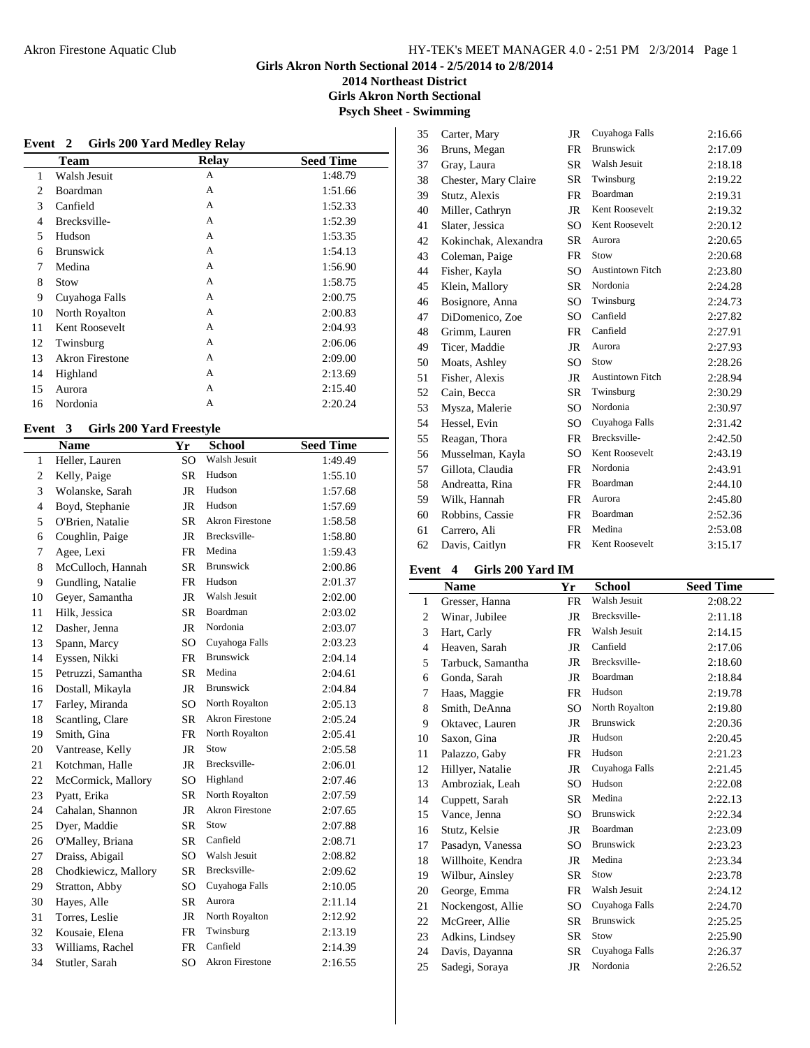# Girls Akron North Sectional 2014 - 2/5/2014 to 2/8/2014

## 2014 Northeast District

## Girls Akron North Sectional

## Psych Sheet - Swimming

### Event 2 Girls 200 Yard Medley Relay

| | Team | Relay | Seed Time |
|---|---|---|---|
| 1 | Walsh Jesuit | A | 1:48.79 |
| 2 | Boardman | A | 1:51.66 |
| 3 | Canfield | A | 1:52.33 |
| 4 | Brecksville- | A | 1:52.39 |
| 5 | Hudson | A | 1:53.35 |
| 6 | Brunswick | A | 1:54.13 |
| 7 | Medina | A | 1:56.90 |
| 8 | Stow | A | 1:58.75 |
| 9 | Cuyahoga Falls | A | 2:00.75 |
| 10 | North Royalton | A | 2:00.83 |
| 11 | Kent Roosevelt | A | 2:04.93 |
| 12 | Twinsburg | A | 2:06.06 |
| 13 | Akron Firestone | A | 2:09.00 |
| 14 | Highland | A | 2:13.69 |
| 15 | Aurora | A | 2:15.40 |
| 16 | Nordonia | A | 2:20.24 |

### Event 3 Girls 200 Yard Freestyle

| | Name | Yr | School | Seed Time |
|---|---|---|---|---|
| 1 | Heller, Lauren | SO | Walsh Jesuit | 1:49.49 |
| 2 | Kelly, Paige | SR | Hudson | 1:55.10 |
| 3 | Wolanske, Sarah | JR | Hudson | 1:57.68 |
| 4 | Boyd, Stephanie | JR | Hudson | 1:57.69 |
| 5 | O'Brien, Natalie | SR | Akron Firestone | 1:58.58 |
| 6 | Coughlin, Paige | JR | Brecksville- | 1:58.80 |
| 7 | Agee, Lexi | FR | Medina | 1:59.43 |
| 8 | McCulloch, Hannah | SR | Brunswick | 2:00.86 |
| 9 | Gundling, Natalie | FR | Hudson | 2:01.37 |
| 10 | Geyer, Samantha | JR | Walsh Jesuit | 2:02.00 |
| 11 | Hilk, Jessica | SR | Boardman | 2:03.02 |
| 12 | Dasher, Jenna | JR | Nordonia | 2:03.07 |
| 13 | Spann, Marcy | SO | Cuyahoga Falls | 2:03.23 |
| 14 | Eyssen, Nikki | FR | Brunswick | 2:04.14 |
| 15 | Petruzzi, Samantha | SR | Medina | 2:04.61 |
| 16 | Dostall, Mikayla | JR | Brunswick | 2:04.84 |
| 17 | Farley, Miranda | SO | North Royalton | 2:05.13 |
| 18 | Scantling, Clare | SR | Akron Firestone | 2:05.24 |
| 19 | Smith, Gina | FR | North Royalton | 2:05.41 |
| 20 | Vantrease, Kelly | JR | Stow | 2:05.58 |
| 21 | Kotchman, Halle | JR | Brecksville- | 2:06.01 |
| 22 | McCormick, Mallory | SO | Highland | 2:07.46 |
| 23 | Pyatt, Erika | SR | North Royalton | 2:07.59 |
| 24 | Cahalan, Shannon | JR | Akron Firestone | 2:07.65 |
| 25 | Dyer, Maddie | SR | Stow | 2:07.88 |
| 26 | O'Malley, Briana | SR | Canfield | 2:08.71 |
| 27 | Draiss, Abigail | SO | Walsh Jesuit | 2:08.82 |
| 28 | Chodkiewicz, Mallory | SR | Brecksville- | 2:09.62 |
| 29 | Stratton, Abby | SO | Cuyahoga Falls | 2:10.05 |
| 30 | Hayes, Alle | SR | Aurora | 2:11.14 |
| 31 | Torres, Leslie | JR | North Royalton | 2:12.92 |
| 32 | Kousaie, Elena | FR | Twinsburg | 2:13.19 |
| 33 | Williams, Rachel | FR | Canfield | 2:14.39 |
| 34 | Stutler, Sarah | SO | Akron Firestone | 2:16.55 |
| 35 | Carter, Mary | JR | Cuyahoga Falls | 2:16.66 |
| 36 | Bruns, Megan | FR | Brunswick | 2:17.09 |
| 37 | Gray, Laura | SR | Walsh Jesuit | 2:18.18 |
| 38 | Chester, Mary Claire | SR | Twinsburg | 2:19.22 |
| 39 | Stutz, Alexis | FR | Boardman | 2:19.31 |
| 40 | Miller, Cathryn | JR | Kent Roosevelt | 2:19.32 |
| 41 | Slater, Jessica | SO | Kent Roosevelt | 2:20.12 |
| 42 | Kokinchak, Alexandra | SR | Aurora | 2:20.65 |
| 43 | Coleman, Paige | FR | Stow | 2:20.68 |
| 44 | Fisher, Kayla | SO | Austintown Fitch | 2:23.80 |
| 45 | Klein, Mallory | SR | Nordonia | 2:24.28 |
| 46 | Bosignore, Anna | SO | Twinsburg | 2:24.73 |
| 47 | DiDomenico, Zoe | SO | Canfield | 2:27.82 |
| 48 | Grimm, Lauren | FR | Canfield | 2:27.91 |
| 49 | Ticer, Maddie | JR | Aurora | 2:27.93 |
| 50 | Moats, Ashley | SO | Stow | 2:28.26 |
| 51 | Fisher, Alexis | JR | Austintown Fitch | 2:28.94 |
| 52 | Cain, Becca | SR | Twinsburg | 2:30.29 |
| 53 | Mysza, Malerie | SO | Nordonia | 2:30.97 |
| 54 | Hessel, Evin | SO | Cuyahoga Falls | 2:31.42 |
| 55 | Reagan, Thora | FR | Brecksville- | 2:42.50 |
| 56 | Musselman, Kayla | SO | Kent Roosevelt | 2:43.19 |
| 57 | Gillota, Claudia | FR | Nordonia | 2:43.91 |
| 58 | Andreatta, Rina | FR | Boardman | 2:44.10 |
| 59 | Wilk, Hannah | FR | Aurora | 2:45.80 |
| 60 | Robbins, Cassie | FR | Boardman | 2:52.36 |
| 61 | Carrero, Ali | FR | Medina | 2:53.08 |
| 62 | Davis, Caitlyn | FR | Kent Roosevelt | 3:15.17 |

### Event 4 Girls 200 Yard IM

| | Name | Yr | School | Seed Time |
|---|---|---|---|---|
| 1 | Gresser, Hanna | FR | Walsh Jesuit | 2:08.22 |
| 2 | Winar, Jubilee | JR | Brecksville- | 2:11.18 |
| 3 | Hart, Carly | FR | Walsh Jesuit | 2:14.15 |
| 4 | Heaven, Sarah | JR | Canfield | 2:17.06 |
| 5 | Tarbuck, Samantha | JR | Brecksville- | 2:18.60 |
| 6 | Gonda, Sarah | JR | Boardman | 2:18.84 |
| 7 | Haas, Maggie | FR | Hudson | 2:19.78 |
| 8 | Smith, DeAnna | SO | North Royalton | 2:19.80 |
| 9 | Oktavec, Lauren | JR | Brunswick | 2:20.36 |
| 10 | Saxon, Gina | JR | Hudson | 2:20.45 |
| 11 | Palazzo, Gaby | FR | Hudson | 2:21.23 |
| 12 | Hillyer, Natalie | JR | Cuyahoga Falls | 2:21.45 |
| 13 | Ambroziak, Leah | SO | Hudson | 2:22.08 |
| 14 | Cuppett, Sarah | SR | Medina | 2:22.13 |
| 15 | Vance, Jenna | SO | Brunswick | 2:22.34 |
| 16 | Stutz, Kelsie | JR | Boardman | 2:23.09 |
| 17 | Pasadyn, Vanessa | SO | Brunswick | 2:23.23 |
| 18 | Willhoite, Kendra | JR | Medina | 2:23.34 |
| 19 | Wilbur, Ainsley | SR | Stow | 2:23.78 |
| 20 | George, Emma | FR | Walsh Jesuit | 2:24.12 |
| 21 | Nockengost, Allie | SO | Cuyahoga Falls | 2:24.70 |
| 22 | McGreer, Allie | SR | Brunswick | 2:25.25 |
| 23 | Adkins, Lindsey | SR | Stow | 2:25.90 |
| 24 | Davis, Dayanna | SR | Cuyahoga Falls | 2:26.37 |
| 25 | Sadegi, Soraya | JR | Nordonia | 2:26.52 |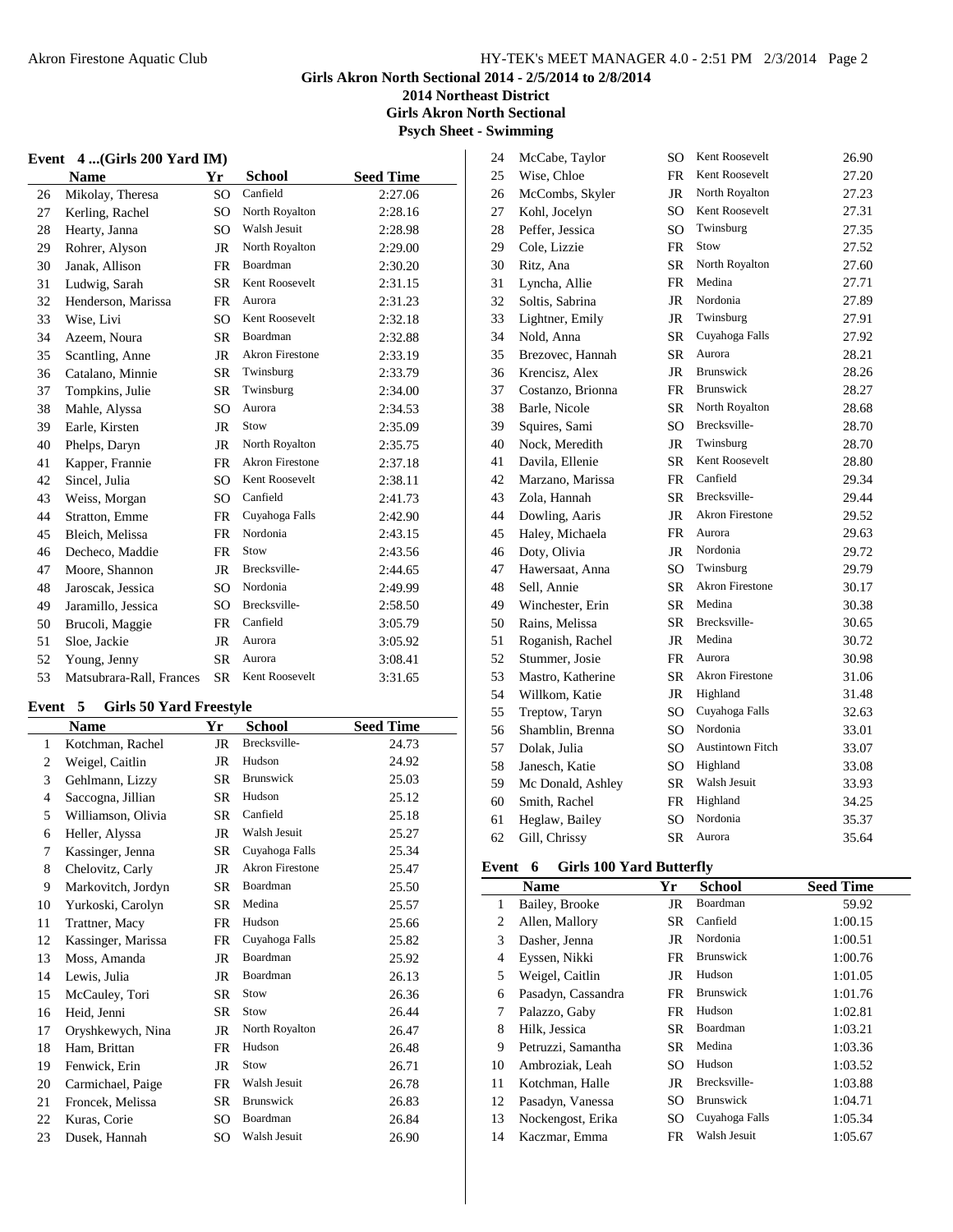# Girls Akron North Sectional 2014 - 2/5/2014 to 2/8/2014

## 2014 Northeast District

## Girls Akron North Sectional

## Psych Sheet - Swimming

### Event 4 ...(Girls 200 Yard IM)

| | Name | Yr | School | Seed Time |
|---|---|---|---|---|
| 26 | Mikolay, Theresa | SO | Canfield | 2:27.06 |
| 27 | Kerling, Rachel | SO | North Royalton | 2:28.16 |
| 28 | Hearty, Janna | SO | Walsh Jesuit | 2:28.98 |
| 29 | Rohrer, Alyson | JR | North Royalton | 2:29.00 |
| 30 | Janak, Allison | FR | Boardman | 2:30.20 |
| 31 | Ludwig, Sarah | SR | Kent Roosevelt | 2:31.15 |
| 32 | Henderson, Marissa | FR | Aurora | 2:31.23 |
| 33 | Wise, Livi | SO | Kent Roosevelt | 2:32.18 |
| 34 | Azeem, Noura | SR | Boardman | 2:32.88 |
| 35 | Scantling, Anne | JR | Akron Firestone | 2:33.19 |
| 36 | Catalano, Minnie | SR | Twinsburg | 2:33.79 |
| 37 | Tompkins, Julie | SR | Twinsburg | 2:34.00 |
| 38 | Mahle, Alyssa | SO | Aurora | 2:34.53 |
| 39 | Earle, Kirsten | JR | Stow | 2:35.09 |
| 40 | Phelps, Daryn | JR | North Royalton | 2:35.75 |
| 41 | Kapper, Frannie | FR | Akron Firestone | 2:37.18 |
| 42 | Sincel, Julia | SO | Kent Roosevelt | 2:38.11 |
| 43 | Weiss, Morgan | SO | Canfield | 2:41.73 |
| 44 | Stratton, Emme | FR | Cuyahoga Falls | 2:42.90 |
| 45 | Bleich, Melissa | FR | Nordonia | 2:43.15 |
| 46 | Decheco, Maddie | FR | Stow | 2:43.56 |
| 47 | Moore, Shannon | JR | Brecksville- | 2:44.65 |
| 48 | Jaroscak, Jessica | SO | Nordonia | 2:49.99 |
| 49 | Jaramillo, Jessica | SO | Brecksville- | 2:58.50 |
| 50 | Brucoli, Maggie | FR | Canfield | 3:05.79 |
| 51 | Sloe, Jackie | JR | Aurora | 3:05.92 |
| 52 | Young, Jenny | SR | Aurora | 3:08.41 |
| 53 | Matsubrara-Rall, Frances | SR | Kent Roosevelt | 3:31.65 |

### Event 5 Girls 50 Yard Freestyle

| | Name | Yr | School | Seed Time |
|---|---|---|---|---|
| 1 | Kotchman, Rachel | JR | Brecksville- | 24.73 |
| 2 | Weigel, Caitlin | JR | Hudson | 24.92 |
| 3 | Gehlmann, Lizzy | SR | Brunswick | 25.03 |
| 4 | Saccogna, Jillian | SR | Hudson | 25.12 |
| 5 | Williamson, Olivia | SR | Canfield | 25.18 |
| 6 | Heller, Alyssa | JR | Walsh Jesuit | 25.27 |
| 7 | Kassinger, Jenna | SR | Cuyahoga Falls | 25.34 |
| 8 | Chelovitz, Carly | JR | Akron Firestone | 25.47 |
| 9 | Markovitch, Jordyn | SR | Boardman | 25.50 |
| 10 | Yurkoski, Carolyn | SR | Medina | 25.57 |
| 11 | Trattner, Macy | FR | Hudson | 25.66 |
| 12 | Kassinger, Marissa | FR | Cuyahoga Falls | 25.82 |
| 13 | Moss, Amanda | JR | Boardman | 25.92 |
| 14 | Lewis, Julia | JR | Boardman | 26.13 |
| 15 | McCauley, Tori | SR | Stow | 26.36 |
| 16 | Heid, Jenni | SR | Stow | 26.44 |
| 17 | Oryshkewych, Nina | JR | North Royalton | 26.47 |
| 18 | Ham, Brittan | FR | Hudson | 26.48 |
| 19 | Fenwick, Erin | JR | Stow | 26.71 |
| 20 | Carmichael, Paige | FR | Walsh Jesuit | 26.78 |
| 21 | Froncek, Melissa | SR | Brunswick | 26.83 |
| 22 | Kuras, Corie | SO | Boardman | 26.84 |
| 23 | Dusek, Hannah | SO | Walsh Jesuit | 26.90 |
| 24 | McCabe, Taylor | SO | Kent Roosevelt | 26.90 |
| 25 | Wise, Chloe | FR | Kent Roosevelt | 27.20 |
| 26 | McCombs, Skyler | JR | North Royalton | 27.23 |
| 27 | Kohl, Jocelyn | SO | Kent Roosevelt | 27.31 |
| 28 | Peffer, Jessica | SO | Twinsburg | 27.35 |
| 29 | Cole, Lizzie | FR | Stow | 27.52 |
| 30 | Ritz, Ana | SR | North Royalton | 27.60 |
| 31 | Lyncha, Allie | FR | Medina | 27.71 |
| 32 | Soltis, Sabrina | JR | Nordonia | 27.89 |
| 33 | Lightner, Emily | JR | Twinsburg | 27.91 |
| 34 | Nold, Anna | SR | Cuyahoga Falls | 27.92 |
| 35 | Brezovec, Hannah | SR | Aurora | 28.21 |
| 36 | Krencisz, Alex | JR | Brunswick | 28.26 |
| 37 | Costanzo, Brionna | FR | Brunswick | 28.27 |
| 38 | Barle, Nicole | SR | North Royalton | 28.68 |
| 39 | Squires, Sami | SO | Brecksville- | 28.70 |
| 40 | Nock, Meredith | JR | Twinsburg | 28.70 |
| 41 | Davila, Ellenie | SR | Kent Roosevelt | 28.80 |
| 42 | Marzano, Marissa | FR | Canfield | 29.34 |
| 43 | Zola, Hannah | SR | Brecksville- | 29.44 |
| 44 | Dowling, Aaris | JR | Akron Firestone | 29.52 |
| 45 | Haley, Michaela | FR | Aurora | 29.63 |
| 46 | Doty, Olivia | JR | Nordonia | 29.72 |
| 47 | Hawersaat, Anna | SO | Twinsburg | 29.79 |
| 48 | Sell, Annie | SR | Akron Firestone | 30.17 |
| 49 | Winchester, Erin | SR | Medina | 30.38 |
| 50 | Rains, Melissa | SR | Brecksville- | 30.65 |
| 51 | Roganish, Rachel | JR | Medina | 30.72 |
| 52 | Stummer, Josie | FR | Aurora | 30.98 |
| 53 | Mastro, Katherine | SR | Akron Firestone | 31.06 |
| 54 | Willkom, Katie | JR | Highland | 31.48 |
| 55 | Treptow, Taryn | SO | Cuyahoga Falls | 32.63 |
| 56 | Shamblin, Brenna | SO | Nordonia | 33.01 |
| 57 | Dolak, Julia | SO | Austintown Fitch | 33.07 |
| 58 | Janesch, Katie | SO | Highland | 33.08 |
| 59 | Mc Donald, Ashley | SR | Walsh Jesuit | 33.93 |
| 60 | Smith, Rachel | FR | Highland | 34.25 |
| 61 | Heglaw, Bailey | SO | Nordonia | 35.37 |
| 62 | Gill, Chrissy | SR | Aurora | 35.64 |

### Event 6 Girls 100 Yard Butterfly

| | Name | Yr | School | Seed Time |
|---|---|---|---|---|
| 1 | Bailey, Brooke | JR | Boardman | 59.92 |
| 2 | Allen, Mallory | SR | Canfield | 1:00.15 |
| 3 | Dasher, Jenna | JR | Nordonia | 1:00.51 |
| 4 | Eyssen, Nikki | FR | Brunswick | 1:00.76 |
| 5 | Weigel, Caitlin | JR | Hudson | 1:01.05 |
| 6 | Pasadyn, Cassandra | FR | Brunswick | 1:01.76 |
| 7 | Palazzo, Gaby | FR | Hudson | 1:02.81 |
| 8 | Hilk, Jessica | SR | Boardman | 1:03.21 |
| 9 | Petruzzi, Samantha | SR | Medina | 1:03.36 |
| 10 | Ambroziak, Leah | SO | Hudson | 1:03.52 |
| 11 | Kotchman, Halle | JR | Brecksville- | 1:03.88 |
| 12 | Pasadyn, Vanessa | SO | Brunswick | 1:04.71 |
| 13 | Nockengost, Erika | SO | Cuyahoga Falls | 1:05.34 |
| 14 | Kaczmar, Emma | FR | Walsh Jesuit | 1:05.67 |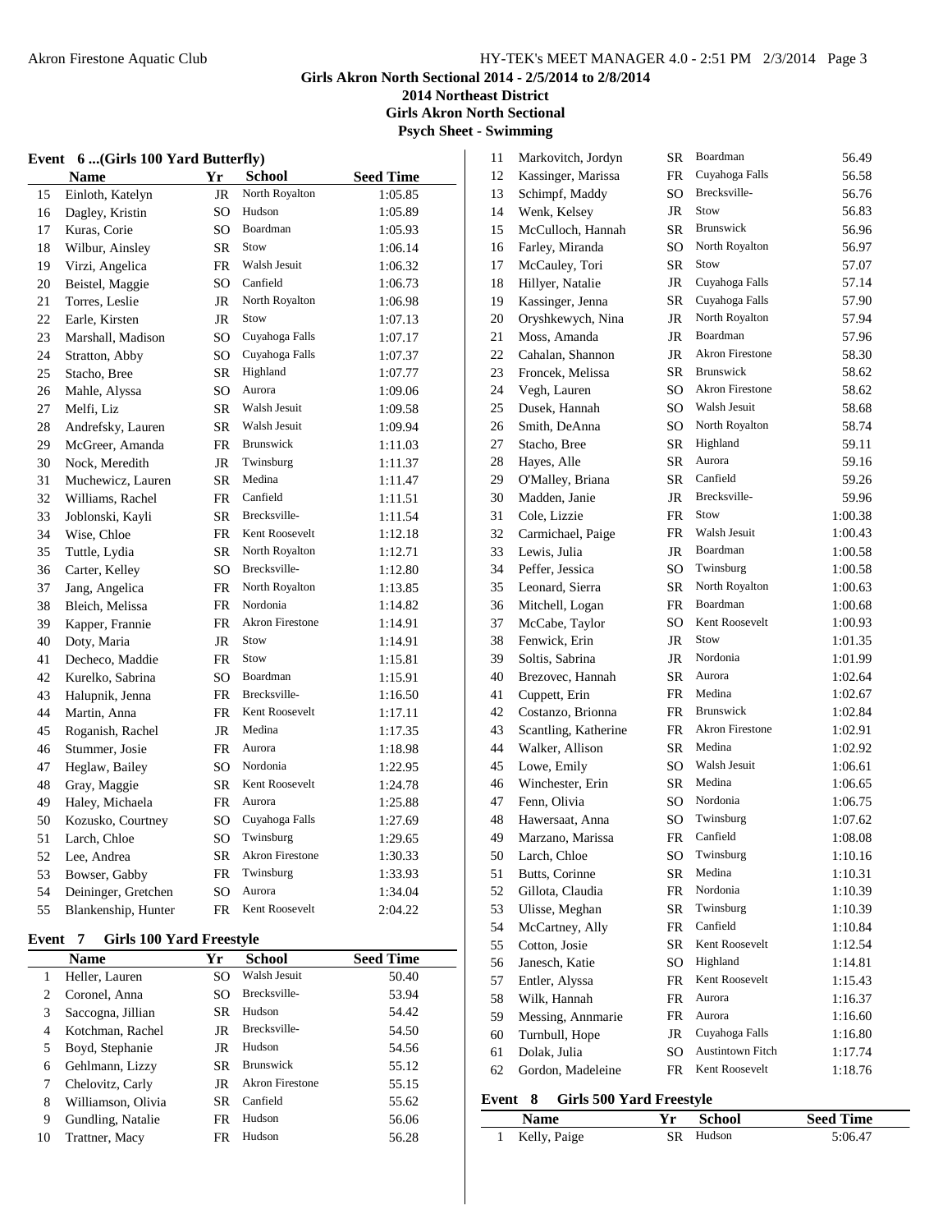# Girls Akron North Sectional 2014 - 2/5/2014 to 2/8/2014

## 2014 Northeast District

## Girls Akron North Sectional

## Psych Sheet - Swimming

### Event 6 ...(Girls 100 Yard Butterfly)

| | Name | Yr | School | Seed Time |
|---|---|---|---|---|
| 15 | Einloth, Katelyn | JR | North Royalton | 1:05.85 |
| 16 | Dagley, Kristin | SO | Hudson | 1:05.89 |
| 17 | Kuras, Corie | SO | Boardman | 1:05.93 |
| 18 | Wilbur, Ainsley | SR | Stow | 1:06.14 |
| 19 | Virzi, Angelica | FR | Walsh Jesuit | 1:06.32 |
| 20 | Beistel, Maggie | SO | Canfield | 1:06.73 |
| 21 | Torres, Leslie | JR | North Royalton | 1:06.98 |
| 22 | Earle, Kirsten | JR | Stow | 1:07.13 |
| 23 | Marshall, Madison | SO | Cuyahoga Falls | 1:07.17 |
| 24 | Stratton, Abby | SO | Cuyahoga Falls | 1:07.37 |
| 25 | Stacho, Bree | SR | Highland | 1:07.77 |
| 26 | Mahle, Alyssa | SO | Aurora | 1:09.06 |
| 27 | Melfi, Liz | SR | Walsh Jesuit | 1:09.58 |
| 28 | Andrefsky, Lauren | SR | Walsh Jesuit | 1:09.94 |
| 29 | McGreer, Amanda | FR | Brunswick | 1:11.03 |
| 30 | Nock, Meredith | JR | Twinsburg | 1:11.37 |
| 31 | Muchewicz, Lauren | SR | Medina | 1:11.47 |
| 32 | Williams, Rachel | FR | Canfield | 1:11.51 |
| 33 | Joblonski, Kayli | SR | Brecksville- | 1:11.54 |
| 34 | Wise, Chloe | FR | Kent Roosevelt | 1:12.18 |
| 35 | Tuttle, Lydia | SR | North Royalton | 1:12.71 |
| 36 | Carter, Kelley | SO | Brecksville- | 1:12.80 |
| 37 | Jang, Angelica | FR | North Royalton | 1:13.85 |
| 38 | Bleich, Melissa | FR | Nordonia | 1:14.82 |
| 39 | Kapper, Frannie | FR | Akron Firestone | 1:14.91 |
| 40 | Doty, Maria | JR | Stow | 1:14.91 |
| 41 | Decheco, Maddie | FR | Stow | 1:15.81 |
| 42 | Kurelko, Sabrina | SO | Boardman | 1:15.91 |
| 43 | Halupnik, Jenna | FR | Brecksville- | 1:16.50 |
| 44 | Martin, Anna | FR | Kent Roosevelt | 1:17.11 |
| 45 | Roganish, Rachel | JR | Medina | 1:17.35 |
| 46 | Stummer, Josie | FR | Aurora | 1:18.98 |
| 47 | Heglaw, Bailey | SO | Nordonia | 1:22.95 |
| 48 | Gray, Maggie | SR | Kent Roosevelt | 1:24.78 |
| 49 | Haley, Michaela | FR | Aurora | 1:25.88 |
| 50 | Kozusko, Courtney | SO | Cuyahoga Falls | 1:27.69 |
| 51 | Larch, Chloe | SO | Twinsburg | 1:29.65 |
| 52 | Lee, Andrea | SR | Akron Firestone | 1:30.33 |
| 53 | Bowser, Gabby | FR | Twinsburg | 1:33.93 |
| 54 | Deininger, Gretchen | SO | Aurora | 1:34.04 |
| 55 | Blankenship, Hunter | FR | Kent Roosevelt | 2:04.22 |

### Event 7 Girls 100 Yard Freestyle

| | Name | Yr | School | Seed Time |
|---|---|---|---|---|
| 1 | Heller, Lauren | SO | Walsh Jesuit | 50.40 |
| 2 | Coronel, Anna | SO | Brecksville- | 53.94 |
| 3 | Saccogna, Jillian | SR | Hudson | 54.42 |
| 4 | Kotchman, Rachel | JR | Brecksville- | 54.50 |
| 5 | Boyd, Stephanie | JR | Hudson | 54.56 |
| 6 | Gehlmann, Lizzy | SR | Brunswick | 55.12 |
| 7 | Chelovitz, Carly | JR | Akron Firestone | 55.15 |
| 8 | Williamson, Olivia | SR | Canfield | 55.62 |
| 9 | Gundling, Natalie | FR | Hudson | 56.06 |
| 10 | Trattner, Macy | FR | Hudson | 56.28 |
| 11 | Markovitch, Jordyn | SR | Boardman | 56.49 |
| 12 | Kassinger, Marissa | FR | Cuyahoga Falls | 56.58 |
| 13 | Schimpf, Maddy | SO | Brecksville- | 56.76 |
| 14 | Wenk, Kelsey | JR | Stow | 56.83 |
| 15 | McCulloch, Hannah | SR | Brunswick | 56.96 |
| 16 | Farley, Miranda | SO | North Royalton | 56.97 |
| 17 | McCauley, Tori | SR | Stow | 57.07 |
| 18 | Hillyer, Natalie | JR | Cuyahoga Falls | 57.14 |
| 19 | Kassinger, Jenna | SR | Cuyahoga Falls | 57.90 |
| 20 | Oryshkewych, Nina | JR | North Royalton | 57.94 |
| 21 | Moss, Amanda | JR | Boardman | 57.96 |
| 22 | Cahalan, Shannon | JR | Akron Firestone | 58.30 |
| 23 | Froncek, Melissa | SR | Brunswick | 58.62 |
| 24 | Vegh, Lauren | SO | Akron Firestone | 58.62 |
| 25 | Dusek, Hannah | SO | Walsh Jesuit | 58.68 |
| 26 | Smith, DeAnna | SO | North Royalton | 58.74 |
| 27 | Stacho, Bree | SR | Highland | 59.11 |
| 28 | Hayes, Alle | SR | Aurora | 59.16 |
| 29 | O'Malley, Briana | SR | Canfield | 59.26 |
| 30 | Madden, Janie | JR | Brecksville- | 59.96 |
| 31 | Cole, Lizzie | FR | Stow | 1:00.38 |
| 32 | Carmichael, Paige | FR | Walsh Jesuit | 1:00.43 |
| 33 | Lewis, Julia | JR | Boardman | 1:00.58 |
| 34 | Peffer, Jessica | SO | Twinsburg | 1:00.58 |
| 35 | Leonard, Sierra | SR | North Royalton | 1:00.63 |
| 36 | Mitchell, Logan | FR | Boardman | 1:00.68 |
| 37 | McCabe, Taylor | SO | Kent Roosevelt | 1:00.93 |
| 38 | Fenwick, Erin | JR | Stow | 1:01.35 |
| 39 | Soltis, Sabrina | JR | Nordonia | 1:01.99 |
| 40 | Brezovec, Hannah | SR | Aurora | 1:02.64 |
| 41 | Cuppett, Erin | FR | Medina | 1:02.67 |
| 42 | Costanzo, Brionna | FR | Brunswick | 1:02.84 |
| 43 | Scantling, Katherine | FR | Akron Firestone | 1:02.91 |
| 44 | Walker, Allison | SR | Medina | 1:02.92 |
| 45 | Lowe, Emily | SO | Walsh Jesuit | 1:06.61 |
| 46 | Winchester, Erin | SR | Medina | 1:06.65 |
| 47 | Fenn, Olivia | SO | Nordonia | 1:06.75 |
| 48 | Hawersaat, Anna | SO | Twinsburg | 1:07.62 |
| 49 | Marzano, Marissa | FR | Canfield | 1:08.08 |
| 50 | Larch, Chloe | SO | Twinsburg | 1:10.16 |
| 51 | Butts, Corinne | SR | Medina | 1:10.31 |
| 52 | Gillota, Claudia | FR | Nordonia | 1:10.39 |
| 53 | Ulisse, Meghan | SR | Twinsburg | 1:10.39 |
| 54 | McCartney, Ally | FR | Canfield | 1:10.84 |
| 55 | Cotton, Josie | SR | Kent Roosevelt | 1:12.54 |
| 56 | Janesch, Katie | SO | Highland | 1:14.81 |
| 57 | Entler, Alyssa | FR | Kent Roosevelt | 1:15.43 |
| 58 | Wilk, Hannah | FR | Aurora | 1:16.37 |
| 59 | Messing, Annmarie | FR | Aurora | 1:16.60 |
| 60 | Turnbull, Hope | JR | Cuyahoga Falls | 1:16.80 |
| 61 | Dolak, Julia | SO | Austintown Fitch | 1:17.74 |
| 62 | Gordon, Madeleine | FR | Kent Roosevelt | 1:18.76 |

### Event 8 Girls 500 Yard Freestyle

| | Name | Yr | School | Seed Time |
|---|---|---|---|---|
| 1 | Kelly, Paige | SR | Hudson | 5:06.47 |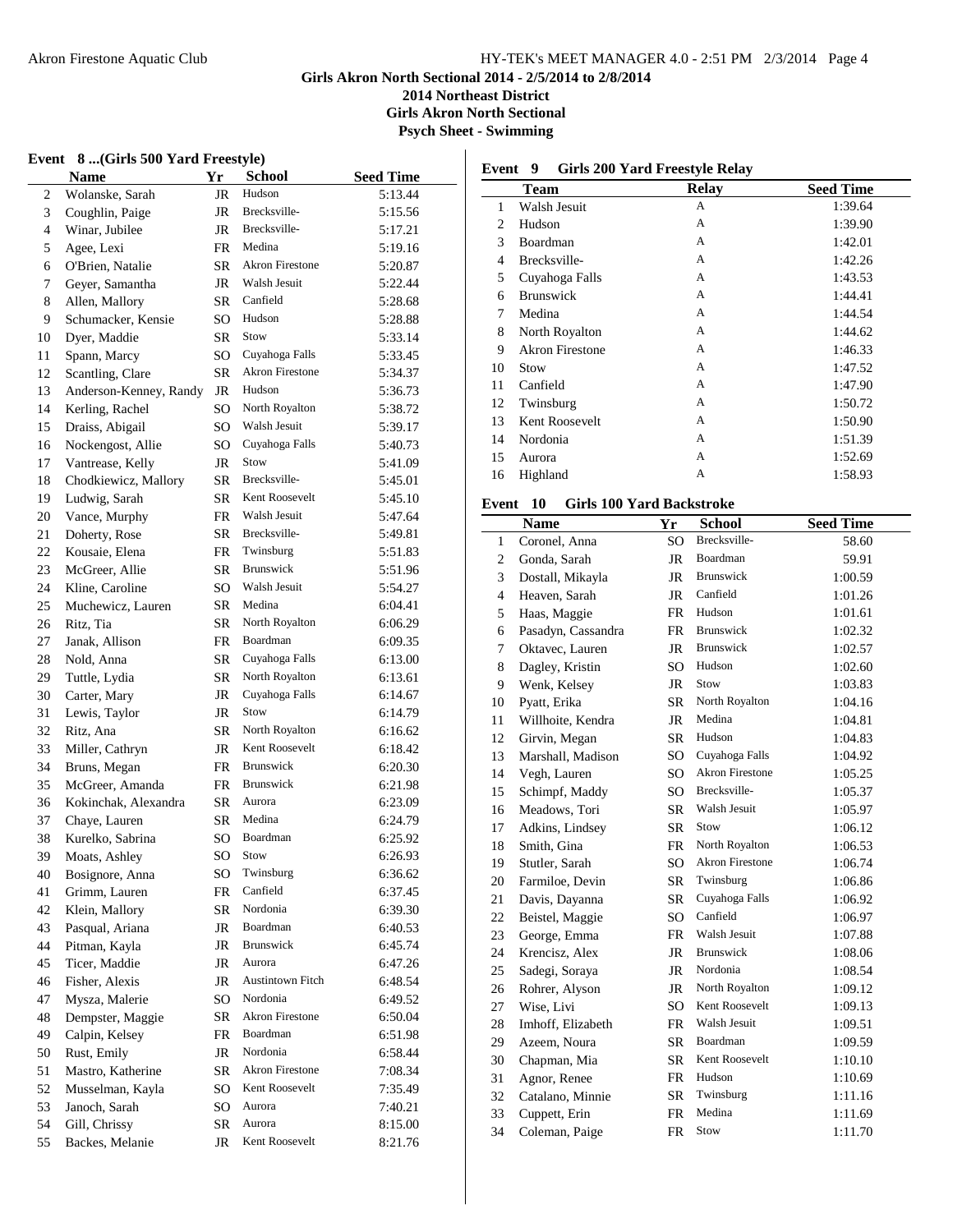# Girls Akron North Sectional 2014 - 2/5/2014 to 2/8/2014

## 2014 Northeast District

## Girls Akron North Sectional

## Psych Sheet - Swimming

### Event 8 ...(Girls 500 Yard Freestyle)

| | Name | Yr | School | Seed Time |
|---|---|---|---|---|
| 2 | Wolanske, Sarah | JR | Hudson | 5:13.44 |
| 3 | Coughlin, Paige | JR | Brecksville- | 5:15.56 |
| 4 | Winar, Jubilee | JR | Brecksville- | 5:17.21 |
| 5 | Agee, Lexi | FR | Medina | 5:19.16 |
| 6 | O'Brien, Natalie | SR | Akron Firestone | 5:20.87 |
| 7 | Geyer, Samantha | JR | Walsh Jesuit | 5:22.44 |
| 8 | Allen, Mallory | SR | Canfield | 5:28.68 |
| 9 | Schumacker, Kensie | SO | Hudson | 5:28.88 |
| 10 | Dyer, Maddie | SR | Stow | 5:33.14 |
| 11 | Spann, Marcy | SO | Cuyahoga Falls | 5:33.45 |
| 12 | Scantling, Clare | SR | Akron Firestone | 5:34.37 |
| 13 | Anderson-Kenney, Randy | JR | Hudson | 5:36.73 |
| 14 | Kerling, Rachel | SO | North Royalton | 5:38.72 |
| 15 | Draiss, Abigail | SO | Walsh Jesuit | 5:39.17 |
| 16 | Nockengost, Allie | SO | Cuyahoga Falls | 5:40.73 |
| 17 | Vantrease, Kelly | JR | Stow | 5:41.09 |
| 18 | Chodkiewicz, Mallory | SR | Brecksville- | 5:45.01 |
| 19 | Ludwig, Sarah | SR | Kent Roosevelt | 5:45.10 |
| 20 | Vance, Murphy | FR | Walsh Jesuit | 5:47.64 |
| 21 | Doherty, Rose | SR | Brecksville- | 5:49.81 |
| 22 | Kousaie, Elena | FR | Twinsburg | 5:51.83 |
| 23 | McGreer, Allie | SR | Brunswick | 5:51.96 |
| 24 | Kline, Caroline | SO | Walsh Jesuit | 5:54.27 |
| 25 | Muchewicz, Lauren | SR | Medina | 6:04.41 |
| 26 | Ritz, Tia | SR | North Royalton | 6:06.29 |
| 27 | Janak, Allison | FR | Boardman | 6:09.35 |
| 28 | Nold, Anna | SR | Cuyahoga Falls | 6:13.00 |
| 29 | Tuttle, Lydia | SR | North Royalton | 6:13.61 |
| 30 | Carter, Mary | JR | Cuyahoga Falls | 6:14.67 |
| 31 | Lewis, Taylor | JR | Stow | 6:14.79 |
| 32 | Ritz, Ana | SR | North Royalton | 6:16.62 |
| 33 | Miller, Cathryn | JR | Kent Roosevelt | 6:18.42 |
| 34 | Bruns, Megan | FR | Brunswick | 6:20.30 |
| 35 | McGreer, Amanda | FR | Brunswick | 6:21.98 |
| 36 | Kokinchak, Alexandra | SR | Aurora | 6:23.09 |
| 37 | Chaye, Lauren | SR | Medina | 6:24.79 |
| 38 | Kurelko, Sabrina | SO | Boardman | 6:25.92 |
| 39 | Moats, Ashley | SO | Stow | 6:26.93 |
| 40 | Bosignore, Anna | SO | Twinsburg | 6:36.62 |
| 41 | Grimm, Lauren | FR | Canfield | 6:37.45 |
| 42 | Klein, Mallory | SR | Nordonia | 6:39.30 |
| 43 | Pasqual, Ariana | JR | Boardman | 6:40.53 |
| 44 | Pitman, Kayla | JR | Brunswick | 6:45.74 |
| 45 | Ticer, Maddie | JR | Aurora | 6:47.26 |
| 46 | Fisher, Alexis | JR | Austintown Fitch | 6:48.54 |
| 47 | Mysza, Malerie | SO | Nordonia | 6:49.52 |
| 48 | Dempster, Maggie | SR | Akron Firestone | 6:50.04 |
| 49 | Calpin, Kelsey | FR | Boardman | 6:51.98 |
| 50 | Rust, Emily | JR | Nordonia | 6:58.44 |
| 51 | Mastro, Katherine | SR | Akron Firestone | 7:08.34 |
| 52 | Musselman, Kayla | SO | Kent Roosevelt | 7:35.49 |
| 53 | Janoch, Sarah | SO | Aurora | 7:40.21 |
| 54 | Gill, Chrissy | SR | Aurora | 8:15.00 |
| 55 | Backes, Melanie | JR | Kent Roosevelt | 8:21.76 |

### Event 9 Girls 200 Yard Freestyle Relay

| | Team | Relay | Seed Time |
|---|---|---|---|
| 1 | Walsh Jesuit | A | 1:39.64 |
| 2 | Hudson | A | 1:39.90 |
| 3 | Boardman | A | 1:42.01 |
| 4 | Brecksville- | A | 1:42.26 |
| 5 | Cuyahoga Falls | A | 1:43.53 |
| 6 | Brunswick | A | 1:44.41 |
| 7 | Medina | A | 1:44.54 |
| 8 | North Royalton | A | 1:44.62 |
| 9 | Akron Firestone | A | 1:46.33 |
| 10 | Stow | A | 1:47.52 |
| 11 | Canfield | A | 1:47.90 |
| 12 | Twinsburg | A | 1:50.72 |
| 13 | Kent Roosevelt | A | 1:50.90 |
| 14 | Nordonia | A | 1:51.39 |
| 15 | Aurora | A | 1:52.69 |
| 16 | Highland | A | 1:58.93 |

### Event 10 Girls 100 Yard Backstroke

| | Name | Yr | School | Seed Time |
|---|---|---|---|---|
| 1 | Coronel, Anna | SO | Brecksville- | 58.60 |
| 2 | Gonda, Sarah | JR | Boardman | 59.91 |
| 3 | Dostall, Mikayla | JR | Brunswick | 1:00.59 |
| 4 | Heaven, Sarah | JR | Canfield | 1:01.26 |
| 5 | Haas, Maggie | FR | Hudson | 1:01.61 |
| 6 | Pasadyn, Cassandra | FR | Brunswick | 1:02.32 |
| 7 | Oktavec, Lauren | JR | Brunswick | 1:02.57 |
| 8 | Dagley, Kristin | SO | Hudson | 1:02.60 |
| 9 | Wenk, Kelsey | JR | Stow | 1:03.83 |
| 10 | Pyatt, Erika | SR | North Royalton | 1:04.16 |
| 11 | Willhoite, Kendra | JR | Medina | 1:04.81 |
| 12 | Girvin, Megan | SR | Hudson | 1:04.83 |
| 13 | Marshall, Madison | SO | Cuyahoga Falls | 1:04.92 |
| 14 | Vegh, Lauren | SO | Akron Firestone | 1:05.25 |
| 15 | Schimpf, Maddy | SO | Brecksville- | 1:05.37 |
| 16 | Meadows, Tori | SR | Walsh Jesuit | 1:05.97 |
| 17 | Adkins, Lindsey | SR | Stow | 1:06.12 |
| 18 | Smith, Gina | FR | North Royalton | 1:06.53 |
| 19 | Stutler, Sarah | SO | Akron Firestone | 1:06.74 |
| 20 | Farmiloe, Devin | SR | Twinsburg | 1:06.86 |
| 21 | Davis, Dayanna | SR | Cuyahoga Falls | 1:06.92 |
| 22 | Beistel, Maggie | SO | Canfield | 1:06.97 |
| 23 | George, Emma | FR | Walsh Jesuit | 1:07.88 |
| 24 | Krencisz, Alex | JR | Brunswick | 1:08.06 |
| 25 | Sadegi, Soraya | JR | Nordonia | 1:08.54 |
| 26 | Rohrer, Alyson | JR | North Royalton | 1:09.12 |
| 27 | Wise, Livi | SO | Kent Roosevelt | 1:09.13 |
| 28 | Imhoff, Elizabeth | FR | Walsh Jesuit | 1:09.51 |
| 29 | Azeem, Noura | SR | Boardman | 1:09.59 |
| 30 | Chapman, Mia | SR | Kent Roosevelt | 1:10.10 |
| 31 | Agnor, Renee | FR | Hudson | 1:10.69 |
| 32 | Catalano, Minnie | SR | Twinsburg | 1:11.16 |
| 33 | Cuppett, Erin | FR | Medina | 1:11.69 |
| 34 | Coleman, Paige | FR | Stow | 1:11.70 |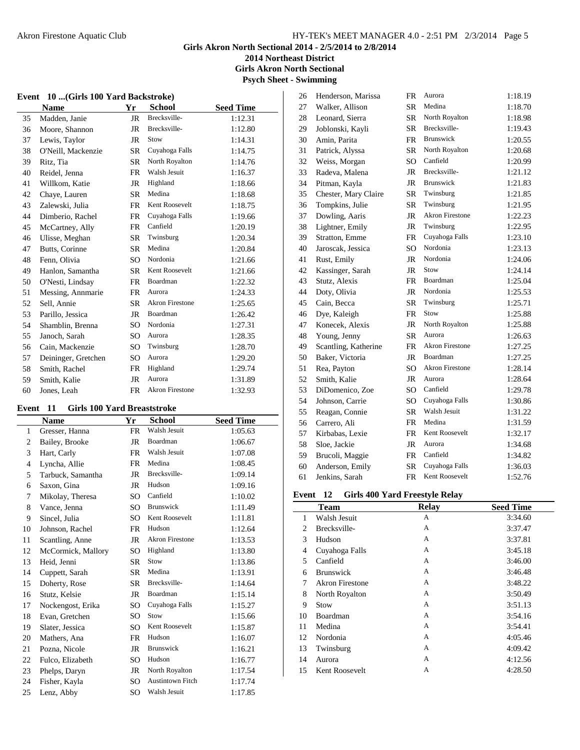# Girls Akron North Sectional 2014 - 2/5/2014 to 2/8/2014

## 2014 Northeast District

## Girls Akron North Sectional

## Psych Sheet - Swimming

### Event 10 ...(Girls 100 Yard Backstroke)

| | Name | Yr | School | Seed Time |
|---|---|---|---|---|
| 35 | Madden, Janie | JR | Brecksville- | 1:12.31 |
| 36 | Moore, Shannon | JR | Brecksville- | 1:12.80 |
| 37 | Lewis, Taylor | JR | Stow | 1:14.31 |
| 38 | O'Neill, Mackenzie | SR | Cuyahoga Falls | 1:14.75 |
| 39 | Ritz, Tia | SR | North Royalton | 1:14.76 |
| 40 | Reidel, Jenna | FR | Walsh Jesuit | 1:16.37 |
| 41 | Willkom, Katie | JR | Highland | 1:18.66 |
| 42 | Chaye, Lauren | SR | Medina | 1:18.68 |
| 43 | Zalewski, Julia | FR | Kent Roosevelt | 1:18.75 |
| 44 | Dimberio, Rachel | FR | Cuyahoga Falls | 1:19.66 |
| 45 | McCartney, Ally | FR | Canfield | 1:20.19 |
| 46 | Ulisse, Meghan | SR | Twinsburg | 1:20.34 |
| 47 | Butts, Corinne | SR | Medina | 1:20.84 |
| 48 | Fenn, Olivia | SO | Nordonia | 1:21.66 |
| 49 | Hanlon, Samantha | SR | Kent Roosevelt | 1:21.66 |
| 50 | O'Nesti, Lindsay | FR | Boardman | 1:22.32 |
| 51 | Messing, Annmarie | FR | Aurora | 1:24.33 |
| 52 | Sell, Annie | SR | Akron Firestone | 1:25.65 |
| 53 | Parillo, Jessica | JR | Boardman | 1:26.42 |
| 54 | Shamblin, Brenna | SO | Nordonia | 1:27.31 |
| 55 | Janoch, Sarah | SO | Aurora | 1:28.35 |
| 56 | Cain, Mackenzie | SO | Twinsburg | 1:28.70 |
| 57 | Deininger, Gretchen | SO | Aurora | 1:29.20 |
| 58 | Smith, Rachel | FR | Highland | 1:29.74 |
| 59 | Smith, Kalie | JR | Aurora | 1:31.89 |
| 60 | Jones, Leah | FR | Akron Firestone | 1:32.93 |

### Event 11 Girls 100 Yard Breaststroke

| | Name | Yr | School | Seed Time |
|---|---|---|---|---|
| 1 | Gresser, Hanna | FR | Walsh Jesuit | 1:05.63 |
| 2 | Bailey, Brooke | JR | Boardman | 1:06.67 |
| 3 | Hart, Carly | FR | Walsh Jesuit | 1:07.08 |
| 4 | Lyncha, Allie | FR | Medina | 1:08.45 |
| 5 | Tarbuck, Samantha | JR | Brecksville- | 1:09.14 |
| 6 | Saxon, Gina | JR | Hudson | 1:09.16 |
| 7 | Mikolay, Theresa | SO | Canfield | 1:10.02 |
| 8 | Vance, Jenna | SO | Brunswick | 1:11.49 |
| 9 | Sincel, Julia | SO | Kent Roosevelt | 1:11.81 |
| 10 | Johnson, Rachel | FR | Hudson | 1:12.64 |
| 11 | Scantling, Anne | JR | Akron Firestone | 1:13.53 |
| 12 | McCormick, Mallory | SO | Highland | 1:13.80 |
| 13 | Heid, Jenni | SR | Stow | 1:13.86 |
| 14 | Cuppett, Sarah | SR | Medina | 1:13.91 |
| 15 | Doherty, Rose | SR | Brecksville- | 1:14.64 |
| 16 | Stutz, Kelsie | JR | Boardman | 1:15.14 |
| 17 | Nockengost, Erika | SO | Cuyahoga Falls | 1:15.27 |
| 18 | Evan, Gretchen | SO | Stow | 1:15.66 |
| 19 | Slater, Jessica | SO | Kent Roosevelt | 1:15.87 |
| 20 | Mathers, Ana | FR | Hudson | 1:16.07 |
| 21 | Pozna, Nicole | JR | Brunswick | 1:16.21 |
| 22 | Fulco, Elizabeth | SO | Hudson | 1:16.77 |
| 23 | Phelps, Daryn | JR | North Royalton | 1:17.54 |
| 24 | Fisher, Kayla | SO | Austintown Fitch | 1:17.74 |
| 25 | Lenz, Abby | SO | Walsh Jesuit | 1:17.85 |
| 26 | Henderson, Marissa | FR | Aurora | 1:18.19 |
| 27 | Walker, Allison | SR | Medina | 1:18.70 |
| 28 | Leonard, Sierra | SR | North Royalton | 1:18.98 |
| 29 | Joblonski, Kayli | SR | Brecksville- | 1:19.43 |
| 30 | Amin, Parita | FR | Brunswick | 1:20.55 |
| 31 | Patrick, Alyssa | SR | North Royalton | 1:20.68 |
| 32 | Weiss, Morgan | SO | Canfield | 1:20.99 |
| 33 | Radeva, Malena | JR | Brecksville- | 1:21.12 |
| 34 | Pitman, Kayla | JR | Brunswick | 1:21.83 |
| 35 | Chester, Mary Claire | SR | Twinsburg | 1:21.85 |
| 36 | Tompkins, Julie | SR | Twinsburg | 1:21.95 |
| 37 | Dowling, Aaris | JR | Akron Firestone | 1:22.23 |
| 38 | Lightner, Emily | JR | Twinsburg | 1:22.95 |
| 39 | Stratton, Emme | FR | Cuyahoga Falls | 1:23.10 |
| 40 | Jaroscak, Jessica | SO | Nordonia | 1:23.13 |
| 41 | Rust, Emily | JR | Nordonia | 1:24.06 |
| 42 | Kassinger, Sarah | JR | Stow | 1:24.14 |
| 43 | Stutz, Alexis | FR | Boardman | 1:25.04 |
| 44 | Doty, Olivia | JR | Nordonia | 1:25.53 |
| 45 | Cain, Becca | SR | Twinsburg | 1:25.71 |
| 46 | Dye, Kaleigh | FR | Stow | 1:25.88 |
| 47 | Konecek, Alexis | JR | North Royalton | 1:25.88 |
| 48 | Young, Jenny | SR | Aurora | 1:26.63 |
| 49 | Scantling, Katherine | FR | Akron Firestone | 1:27.25 |
| 50 | Baker, Victoria | JR | Boardman | 1:27.25 |
| 51 | Rea, Payton | SO | Akron Firestone | 1:28.14 |
| 52 | Smith, Kalie | JR | Aurora | 1:28.64 |
| 53 | DiDomenico, Zoe | SO | Canfield | 1:29.78 |
| 54 | Johnson, Carrie | SO | Cuyahoga Falls | 1:30.86 |
| 55 | Reagan, Connie | SR | Walsh Jesuit | 1:31.22 |
| 56 | Carrero, Ali | FR | Medina | 1:31.59 |
| 57 | Kirbabas, Lexie | FR | Kent Roosevelt | 1:32.17 |
| 58 | Sloe, Jackie | JR | Aurora | 1:34.68 |
| 59 | Brucoli, Maggie | FR | Canfield | 1:34.82 |
| 60 | Anderson, Emily | SR | Cuyahoga Falls | 1:36.03 |
| 61 | Jenkins, Sarah | FR | Kent Roosevelt | 1:52.76 |

### Event 12 Girls 400 Yard Freestyle Relay

| | Team | Relay | Seed Time |
|---|---|---|---|
| 1 | Walsh Jesuit | A | 3:34.60 |
| 2 | Brecksville- | A | 3:37.47 |
| 3 | Hudson | A | 3:37.81 |
| 4 | Cuyahoga Falls | A | 3:45.18 |
| 5 | Canfield | A | 3:46.00 |
| 6 | Brunswick | A | 3:46.48 |
| 7 | Akron Firestone | A | 3:48.22 |
| 8 | North Royalton | A | 3:50.49 |
| 9 | Stow | A | 3:51.13 |
| 10 | Boardman | A | 3:54.16 |
| 11 | Medina | A | 3:54.41 |
| 12 | Nordonia | A | 4:05.46 |
| 13 | Twinsburg | A | 4:09.42 |
| 14 | Aurora | A | 4:12.56 |
| 15 | Kent Roosevelt | A | 4:28.50 |